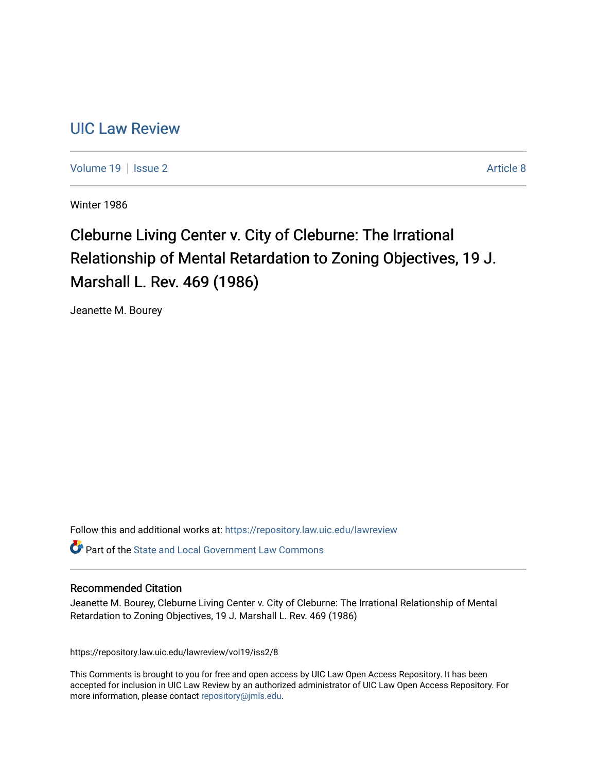# UIC Law Review

Volume 19 | Issue 2 | Article 8

Winter 1986

## Cleburne Living Center v. City of Cleburne: The Irrational Relationship of Mental Retardation to Zoning Objectives, 19 J. Marshall L. Rev. 469 (1986)

Jeanette M. Bourey

Follow this and additional works at: https://repository.law.uic.edu/lawreview

Part of the State and Local Government Law Commons

### Recommended Citation

Jeanette M. Bourey, Cleburne Living Center v. City of Cleburne: The Irrational Relationship of Mental Retardation to Zoning Objectives, 19 J. Marshall L. Rev. 469 (1986)

https://repository.law.uic.edu/lawreview/vol19/iss2/8

This Comments is brought to you for free and open access by UIC Law Open Access Repository. It has been accepted for inclusion in UIC Law Review by an authorized administrator of UIC Law Open Access Repository. For more information, please contact repository@jmls.edu.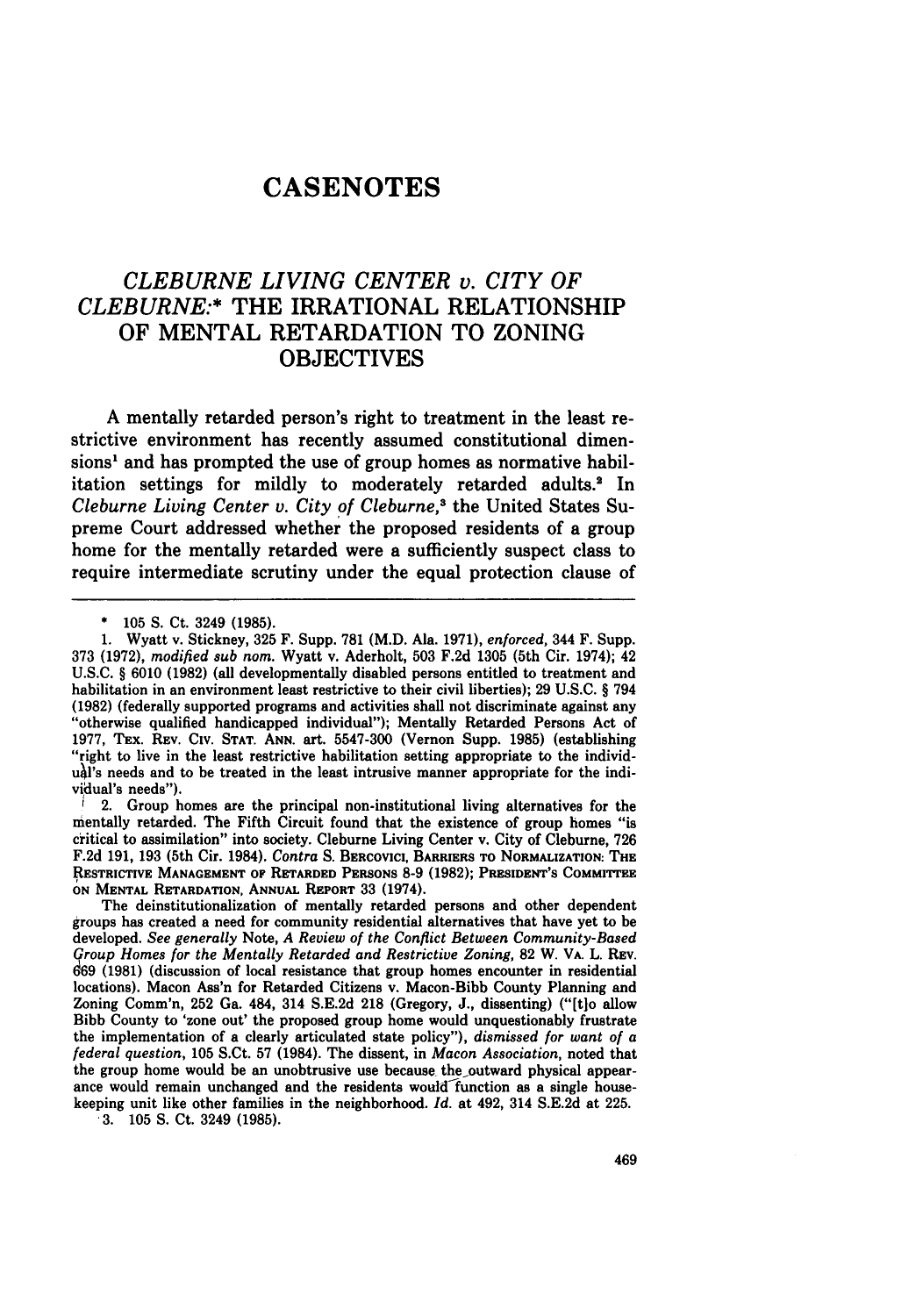# CASENOTES

## *CLEBURNE LIVING CENTER v. CITY OF CLEBURNE:** THE IRRATIONAL RELATIONSHIP OF MENTAL RETARDATION TO ZONING OBJECTIVES

A mentally retarded person's right to treatment in the least restrictive environment has recently assumed constitutional dimensions[1] and has prompted the use of group homes as normative habilitation settings for mildly to moderately retarded adults.[2] In *Cleburne Living Center v. City of Cleburne*,[3] the United States Supreme Court addressed whether the proposed residents of a group home for the mentally retarded were a sufficiently suspect class to require intermediate scrutiny under the equal protection clause of

---

\* 105 S. Ct. 3249 (1985).

1. Wyatt v. Stickney, 325 F. Supp. 781 (M.D. Ala. 1971), *enforced*, 344 F. Supp. 373 (1972), *modified sub nom.* Wyatt v. Aderholt, 503 F.2d 1305 (5th Cir. 1974); 42 U.S.C. § 6010 (1982) (all developmentally disabled persons entitled to treatment and habilitation in an environment least restrictive to their civil liberties); 29 U.S.C. § 794 (1982) (federally supported programs and activities shall not discriminate against any "otherwise qualified handicapped individual"); Mentally Retarded Persons Act of 1977, TEX. REV. CIV. STAT. ANN. art. 5547-300 (Vernon Supp. 1985) (establishing "right to live in the least restrictive habilitation setting appropriate to the individual's needs and to be treated in the least intrusive manner appropriate for the individual's needs").

2. Group homes are the principal non-institutional living alternatives for the mentally retarded. The Fifth Circuit found that the existence of group homes "is critical to assimilation" into society. Cleburne Living Center v. City of Cleburne, 726 F.2d 191, 193 (5th Cir. 1984). *Contra* S. BERCOVICI, BARRIERS TO NORMALIZATION: THE RESTRICTIVE MANAGEMENT OF RETARDED PERSONS 8-9 (1982); PRESIDENT'S COMMITTEE ON MENTAL RETARDATION, ANNUAL REPORT 33 (1974).

The deinstitutionalization of mentally retarded persons and other dependent groups has created a need for community residential alternatives that have yet to be developed. *See generally* Note, *A Review of the Conflict Between Community-Based Group Homes for the Mentally Retarded and Restrictive Zoning*, 82 W. VA. L. REV. 669 (1981) (discussion of local resistance that group homes encounter in residential locations). Macon Ass'n for Retarded Citizens v. Macon-Bibb County Planning and Zoning Comm'n, 252 Ga. 484, 314 S.E.2d 218 (Gregory, J., dissenting) ("[t]o allow Bibb County to 'zone out' the proposed group home would unquestionably frustrate the implementation of a clearly articulated state policy"), *dismissed for want of a federal question*, 105 S.Ct. 57 (1984). The dissent, in *Macon Association*, noted that the group home would be an unobtrusive use because the outward physical appearance would remain unchanged and the residents would function as a single housekeeping unit like other families in the neighborhood. *Id.* at 492, 314 S.E.2d at 225.

3. 105 S. Ct. 3249 (1985).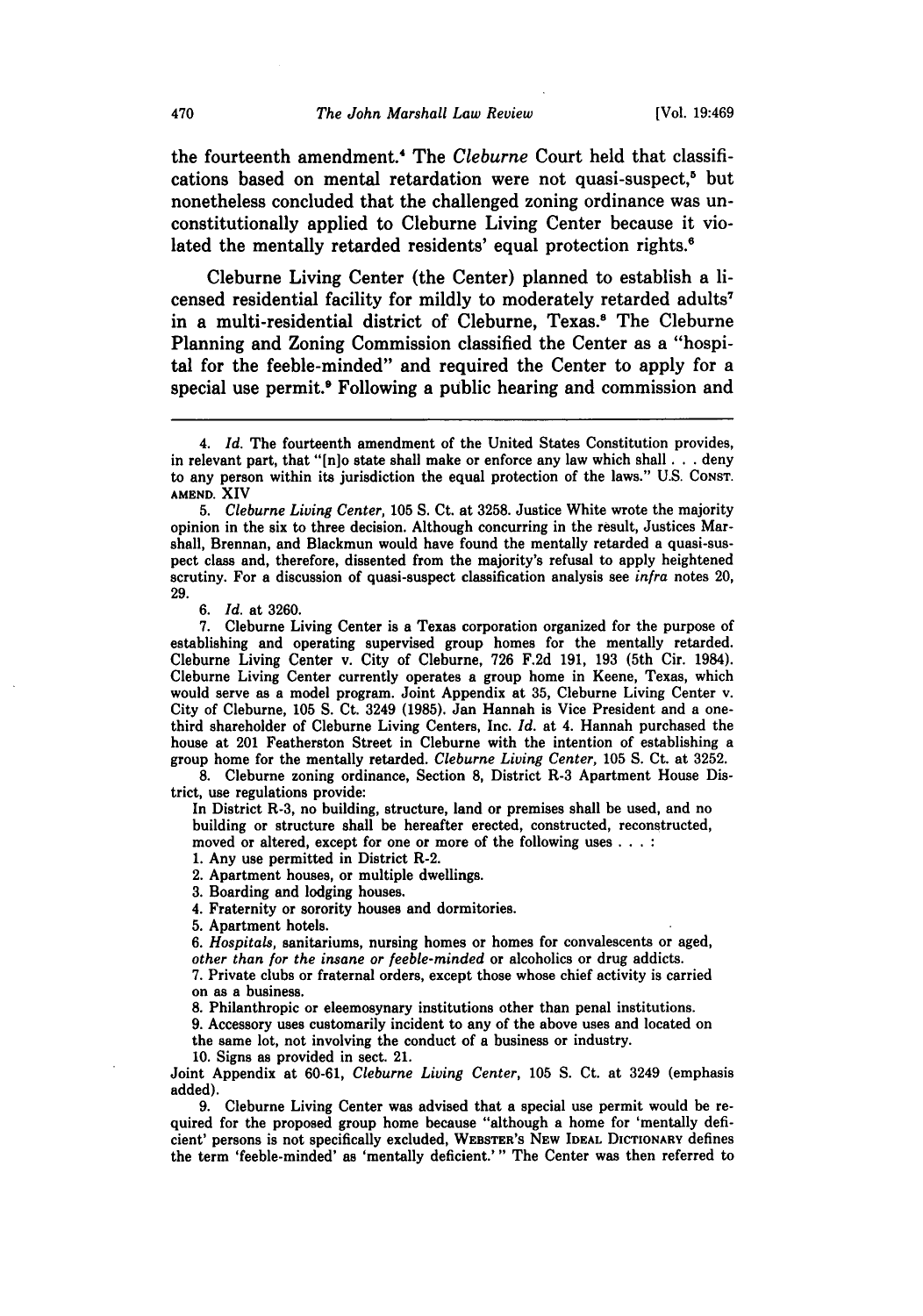the fourteenth amendment.[4] The *Cleburne* Court held that classifications based on mental retardation were not quasi-suspect,[5] but nonetheless concluded that the challenged zoning ordinance was unconstitutionally applied to Cleburne Living Center because it violated the mentally retarded residents' equal protection rights.[6]

Cleburne Living Center (the Center) planned to establish a licensed residential facility for mildly to moderately retarded adults[7] in a multi-residential district of Cleburne, Texas.[8] The Cleburne Planning and Zoning Commission classified the Center as a "hospital for the feeble-minded" and required the Center to apply for a special use permit.[9] Following a public hearing and commission and

---

4. *Id.* The fourteenth amendment of the United States Constitution provides, in relevant part, that "[n]o state shall make or enforce any law which shall . . . deny to any person within its jurisdiction the equal protection of the laws." U.S. CONST. AMEND. XIV

5. *Cleburne Living Center*, 105 S. Ct. at 3258. Justice White wrote the majority opinion in the six to three decision. Although concurring in the result, Justices Marshall, Brennan, and Blackmun would have found the mentally retarded a quasi-suspect class and, therefore, dissented from the majority's refusal to apply heightened scrutiny. For a discussion of quasi-suspect classification analysis see *infra* notes 20, 29.

6. *Id.* at 3260.

7. Cleburne Living Center is a Texas corporation organized for the purpose of establishing and operating supervised group homes for the mentally retarded. Cleburne Living Center v. City of Cleburne, 726 F.2d 191, 193 (5th Cir. 1984). Cleburne Living Center currently operates a group home in Keene, Texas, which would serve as a model program. Joint Appendix at 35, Cleburne Living Center v. City of Cleburne, 105 S. Ct. 3249 (1985). Jan Hannah is Vice President and a one-third shareholder of Cleburne Living Centers, Inc. *Id.* at 4. Hannah purchased the house at 201 Featherston Street in Cleburne with the intention of establishing a group home for the mentally retarded. *Cleburne Living Center*, 105 S. Ct. at 3252.

8. Cleburne zoning ordinance, Section 8, District R-3 Apartment House District, use regulations provide:

> In District R-3, no building, structure, land or premises shall be used, and no building or structure shall be hereafter erected, constructed, reconstructed, moved or altered, except for one or more of the following uses . . . :
>
> 1. Any use permitted in District R-2.
> 2. Apartment houses, or multiple dwellings.
> 3. Boarding and lodging houses.
> 4. Fraternity or sorority houses and dormitories.
> 5. Apartment hotels.
> 6. *Hospitals*, sanitariums, nursing homes or homes for convalescents or aged, *other than for the insane or feeble-minded* or alcoholics or drug addicts.
> 7. Private clubs or fraternal orders, except those whose chief activity is carried on as a business.
> 8. Philanthropic or eleemosynary institutions other than penal institutions.
> 9. Accessory uses customarily incident to any of the above uses and located on the same lot, not involving the conduct of a business or industry.
> 10. Signs as provided in sect. 21.

Joint Appendix at 60-61, *Cleburne Living Center*, 105 S. Ct. at 3249 (emphasis added).

9. Cleburne Living Center was advised that a special use permit would be required for the proposed group home because "although a home for 'mentally deficient' persons is not specifically excluded, WEBSTER'S NEW IDEAL DICTIONARY defines the term 'feeble-minded' as 'mentally deficient.'" The Center was then referred to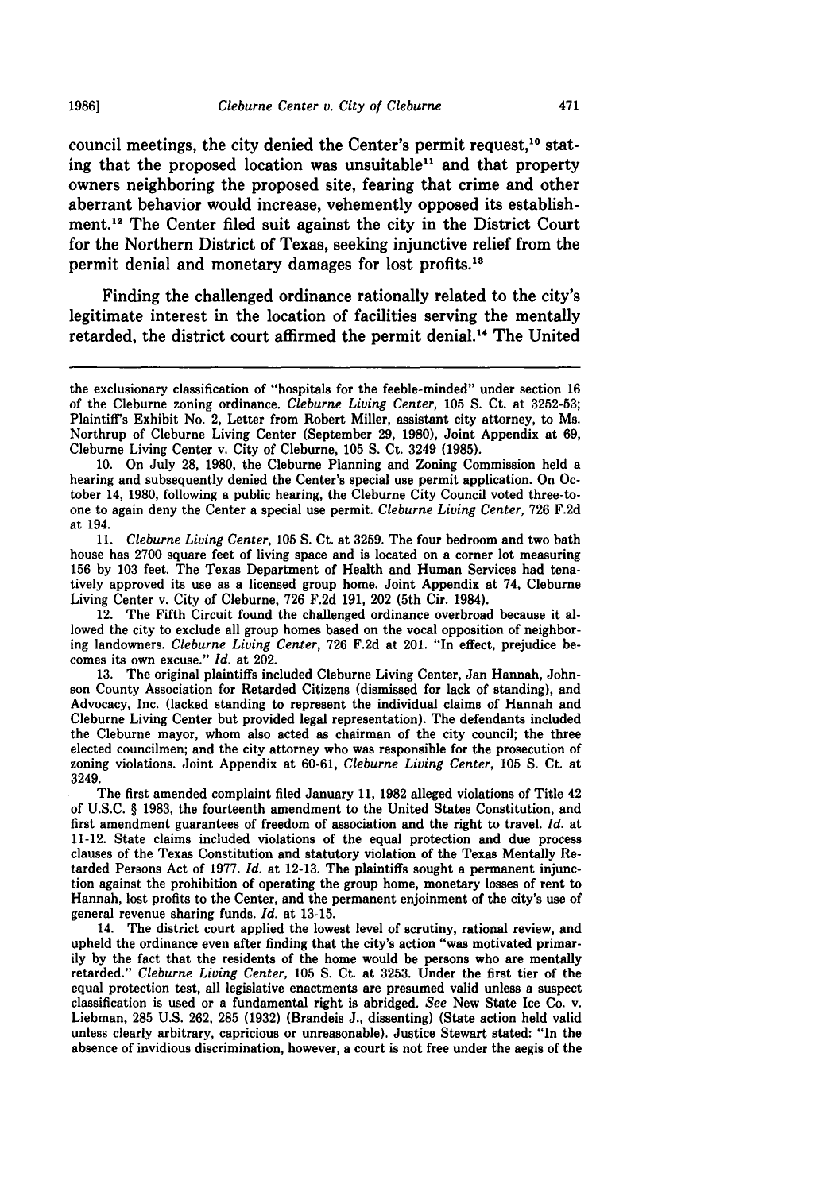council meetings, the city denied the Center's permit request,[10] stating that the proposed location was unsuitable[11] and that property owners neighboring the proposed site, fearing that crime and other aberrant behavior would increase, vehemently opposed its establishment.[12] The Center filed suit against the city in the District Court for the Northern District of Texas, seeking injunctive relief from the permit denial and monetary damages for lost profits.[13]

Finding the challenged ordinance rationally related to the city's legitimate interest in the location of facilities serving the mentally retarded, the district court affirmed the permit denial.[14] The United

---

the exclusionary classification of "hospitals for the feeble-minded" under section 16 of the Cleburne zoning ordinance. *Cleburne Living Center*, 105 S. Ct. at 3252-53; Plaintiff's Exhibit No. 2, Letter from Robert Miller, assistant city attorney, to Ms. Northrup of Cleburne Living Center (September 29, 1980), Joint Appendix at 69, Cleburne Living Center v. City of Cleburne, 105 S. Ct. 3249 (1985).

10. On July 28, 1980, the Cleburne Planning and Zoning Commission held a hearing and subsequently denied the Center's special use permit application. On October 14, 1980, following a public hearing, the Cleburne City Council voted three-to-one to again deny the Center a special use permit. *Cleburne Living Center*, 726 F.2d at 194.

11. *Cleburne Living Center*, 105 S. Ct. at 3259. The four bedroom and two bath house has 2700 square feet of living space and is located on a corner lot measuring 156 by 103 feet. The Texas Department of Health and Human Services had tentatively approved its use as a licensed group home. Joint Appendix at 74, Cleburne Living Center v. City of Cleburne, 726 F.2d 191, 202 (5th Cir. 1984).

12. The Fifth Circuit found the challenged ordinance overbroad because it allowed the city to exclude all group homes based on the vocal opposition of neighboring landowners. *Cleburne Living Center*, 726 F.2d at 201. "In effect, prejudice becomes its own excuse." *Id.* at 202.

13. The original plaintiffs included Cleburne Living Center, Jan Hannah, Johnson County Association for Retarded Citizens (dismissed for lack of standing), and Advocacy, Inc. (lacked standing to represent the individual claims of Hannah and Cleburne Living Center but provided legal representation). The defendants included the Cleburne mayor, whom also acted as chairman of the city council; the three elected councilmen; and the city attorney who was responsible for the prosecution of zoning violations. Joint Appendix at 60-61, *Cleburne Living Center*, 105 S. Ct. at 3249.

The first amended complaint filed January 11, 1982 alleged violations of Title 42 of U.S.C. § 1983, the fourteenth amendment to the United States Constitution, and first amendment guarantees of freedom of association and the right to travel. *Id.* at 11-12. State claims included violations of the equal protection and due process clauses of the Texas Constitution and statutory violation of the Texas Mentally Retarded Persons Act of 1977. *Id.* at 12-13. The plaintiffs sought a permanent injunction against the prohibition of operating the group home, monetary losses of rent to Hannah, lost profits to the Center, and the permanent enjoinment of the city's use of general revenue sharing funds. *Id.* at 13-15.

14. The district court applied the lowest level of scrutiny, rational review, and upheld the ordinance even after finding that the city's action "was motivated primarily by the fact that the residents of the home would be persons who are mentally retarded." *Cleburne Living Center*, 105 S. Ct. at 3253. Under the first tier of the equal protection test, all legislative enactments are presumed valid unless a suspect classification is used or a fundamental right is abridged. *See* New State Ice Co. v. Liebman, 285 U.S. 262, 285 (1932) (Brandeis J., dissenting) (State action held valid unless clearly arbitrary, capricious or unreasonable). Justice Stewart stated: "In the absence of invidious discrimination, however, a court is not free under the aegis of the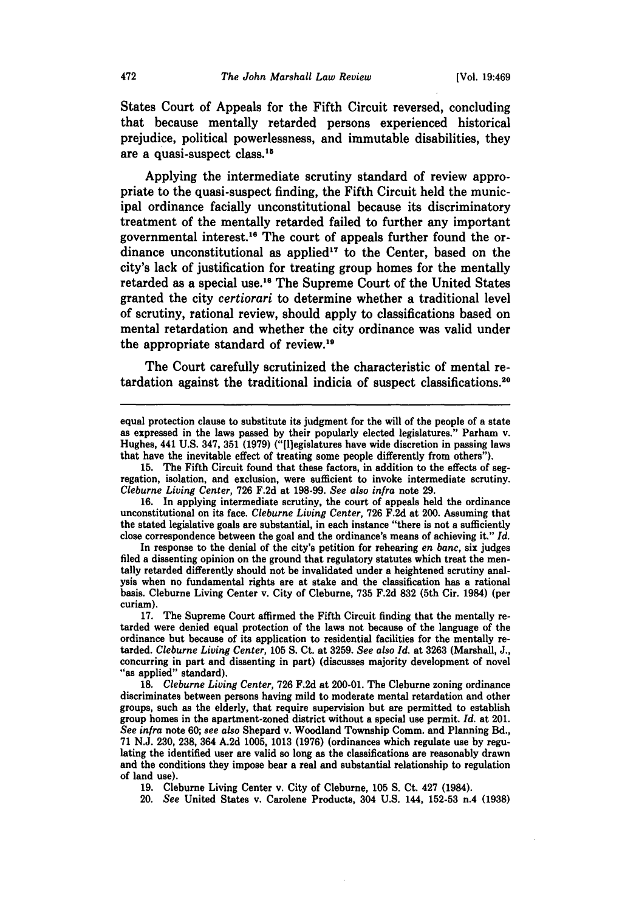States Court of Appeals for the Fifth Circuit reversed, concluding that because mentally retarded persons experienced historical prejudice, political powerlessness, and immutable disabilities, they are a quasi-suspect class.[15]

Applying the intermediate scrutiny standard of review appropriate to the quasi-suspect finding, the Fifth Circuit held the municipal ordinance facially unconstitutional because its discriminatory treatment of the mentally retarded failed to further any important governmental interest.[16] The court of appeals further found the ordinance unconstitutional as applied[17] to the Center, based on the city's lack of justification for treating group homes for the mentally retarded as a special use.[18] The Supreme Court of the United States granted the city *certiorari* to determine whether a traditional level of scrutiny, rational review, should apply to classifications based on mental retardation and whether the city ordinance was valid under the appropriate standard of review.[19]

The Court carefully scrutinized the characteristic of mental retardation against the traditional indicia of suspect classifications.[20]

---

equal protection clause to substitute its judgment for the will of the people of a state as expressed in the laws passed by their popularly elected legislatures." Parham v. Hughes, 441 U.S. 347, 351 (1979) ("[l]egislatures have wide discretion in passing laws that have the inevitable effect of treating some people differently from others").

15. The Fifth Circuit found that these factors, in addition to the effects of segregation, isolation, and exclusion, were sufficient to invoke intermediate scrutiny. *Cleburne Living Center*, 726 F.2d at 198-99. *See also infra* note 29.

16. In applying intermediate scrutiny, the court of appeals held the ordinance unconstitutional on its face. *Cleburne Living Center*, 726 F.2d at 200. Assuming that the stated legislative goals are substantial, in each instance "there is not a sufficiently close correspondence between the goal and the ordinance's means of achieving it." *Id.*

In response to the denial of the city's petition for rehearing *en banc*, six judges filed a dissenting opinion on the ground that regulatory statutes which treat the mentally retarded differently should not be invalidated under a heightened scrutiny analysis when no fundamental rights are at stake and the classification has a rational basis. Cleburne Living Center v. City of Cleburne, 735 F.2d 832 (5th Cir. 1984) (per curiam).

17. The Supreme Court affirmed the Fifth Circuit finding that the mentally retarded were denied equal protection of the laws not because of the language of the ordinance but because of its application to residential facilities for the mentally retarded. *Cleburne Living Center*, 105 S. Ct. at 3259. *See also Id.* at 3263 (Marshall, J., concurring in part and dissenting in part) (discusses majority development of novel "as applied" standard).

18. *Cleburne Living Center*, 726 F.2d at 200-01. The Cleburne zoning ordinance discriminates between persons having mild to moderate mental retardation and other groups, such as the elderly, that require supervision but are permitted to establish group homes in the apartment-zoned district without a special use permit. *Id.* at 201. *See infra* note 60; *see also* Shepard v. Woodland Township Comm. and Planning Bd., 71 N.J. 230, 238, 364 A.2d 1005, 1013 (1976) (ordinances which regulate use by regulating the identified user are valid so long as the classifications are reasonably drawn and the conditions they impose bear a real and substantial relationship to regulation of land use).

19. Cleburne Living Center v. City of Cleburne, 105 S. Ct. 427 (1984).

20. *See* United States v. Carolene Products, 304 U.S. 144, 152-53 n.4 (1938)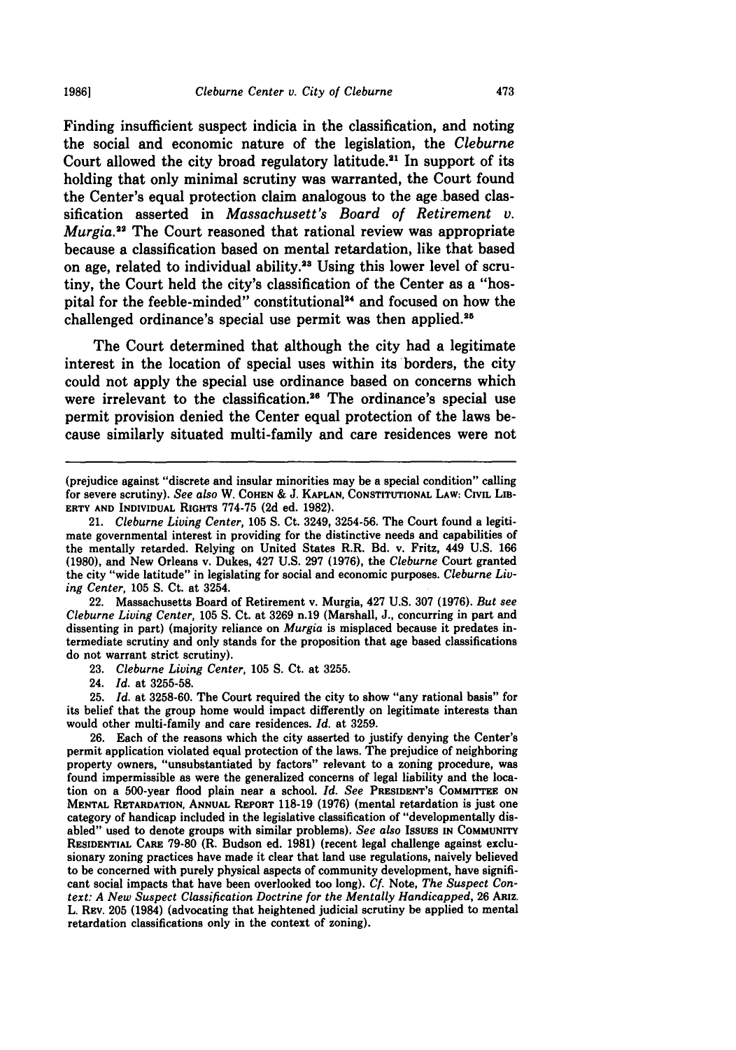Finding insufficient suspect indicia in the classification, and noting the social and economic nature of the legislation, the *Cleburne* Court allowed the city broad regulatory latitude.[21] In support of its holding that only minimal scrutiny was warranted, the Court found the Center's equal protection claim analogous to the age based classification asserted in *Massachusett's Board of Retirement v. Murgia.*[22] The Court reasoned that rational review was appropriate because a classification based on mental retardation, like that based on age, related to individual ability.[23] Using this lower level of scrutiny, the Court held the city's classification of the Center as a "hospital for the feeble-minded" constitutional[24] and focused on how the challenged ordinance's special use permit was then applied.[25]

The Court determined that although the city had a legitimate interest in the location of special uses within its borders, the city could not apply the special use ordinance based on concerns which were irrelevant to the classification.[26] The ordinance's special use permit provision denied the Center equal protection of the laws because similarly situated multi-family and care residences were not

---

(prejudice against "discrete and insular minorities may be a special condition" calling for severe scrutiny). *See also* W. COHEN & J. KAPLAN, CONSTITUTIONAL LAW: CIVIL LIBERTY AND INDIVIDUAL RIGHTS 774-75 (2d ed. 1982).

21. *Cleburne Living Center*, 105 S. Ct. 3249, 3254-56. The Court found a legitimate governmental interest in providing for the distinctive needs and capabilities of the mentally retarded. Relying on United States R.R. Bd. v. Fritz, 449 U.S. 166 (1980), and New Orleans v. Dukes, 427 U.S. 297 (1976), the *Cleburne* Court granted the city "wide latitude" in legislating for social and economic purposes. *Cleburne Living Center*, 105 S. Ct. at 3254.

22. Massachusetts Board of Retirement v. Murgia, 427 U.S. 307 (1976). *But see Cleburne Living Center*, 105 S. Ct. at 3269 n.19 (Marshall, J., concurring in part and dissenting in part) (majority reliance on *Murgia* is misplaced because it predates intermediate scrutiny and only stands for the proposition that age based classifications do not warrant strict scrutiny).

23. *Cleburne Living Center*, 105 S. Ct. at 3255.

24. *Id.* at 3255-58.

25. *Id.* at 3258-60. The Court required the city to show "any rational basis" for its belief that the group home would impact differently on legitimate interests than would other multi-family and care residences. *Id.* at 3259.

26. Each of the reasons which the city asserted to justify denying the Center's permit application violated equal protection of the laws. The prejudice of neighboring property owners, "unsubstantiated by factors" relevant to a zoning procedure, was found impermissible as were the generalized concerns of legal liability and the location on a 500-year flood plain near a school. *Id.* *See* PRESIDENT'S COMMITTEE ON MENTAL RETARDATION, ANNUAL REPORT 118-19 (1976) (mental retardation is just one category of handicap included in the legislative classification of "developmentally disabled" used to denote groups with similar problems). *See also* ISSUES IN COMMUNITY RESIDENTIAL CARE 79-80 (R. Budson ed. 1981) (recent legal challenge against exclusionary zoning practices have made it clear that land use regulations, naively believed to be concerned with purely physical aspects of community development, have significant social impacts that have been overlooked too long). *Cf.* Note, *The Suspect Context: A New Suspect Classification Doctrine for the Mentally Handicapped*, 26 ARIZ. L. REV. 205 (1984) (advocating that heightened judicial scrutiny be applied to mental retardation classifications only in the context of zoning).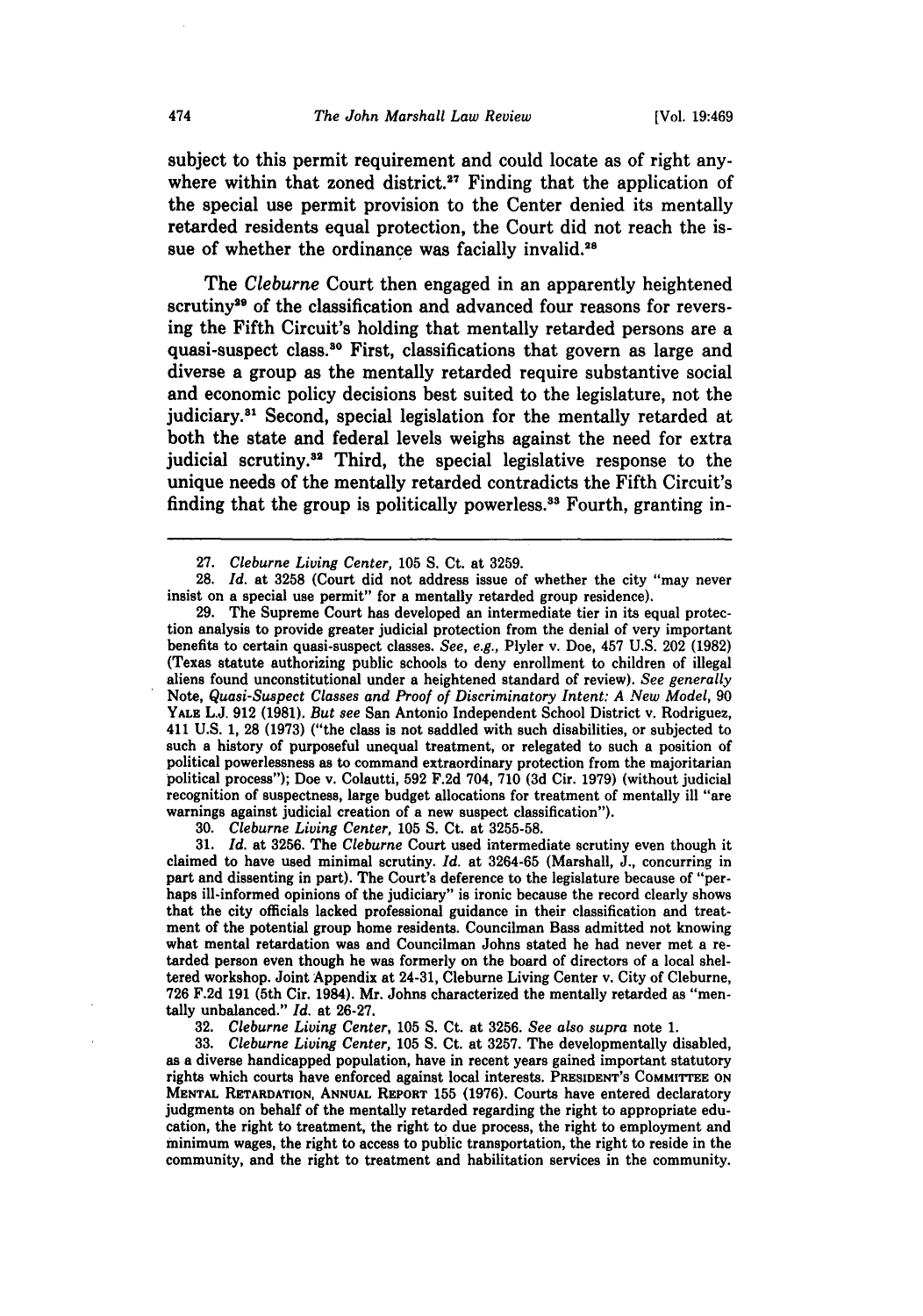subject to this permit requirement and could locate as of right anywhere within that zoned district.[27] Finding that the application of the special use permit provision to the Center denied its mentally retarded residents equal protection, the Court did not reach the issue of whether the ordinance was facially invalid.[28]

The *Cleburne* Court then engaged in an apparently heightened scrutiny[29] of the classification and advanced four reasons for reversing the Fifth Circuit's holding that mentally retarded persons are a quasi-suspect class.[30] First, classifications that govern as large and diverse a group as the mentally retarded require substantive social and economic policy decisions best suited to the legislature, not the judiciary.[31] Second, special legislation for the mentally retarded at both the state and federal levels weighs against the need for extra judicial scrutiny.[32] Third, the special legislative response to the unique needs of the mentally retarded contradicts the Fifth Circuit's finding that the group is politically powerless.[33] Fourth, granting in-

---

27. *Cleburne Living Center*, 105 S. Ct. at 3259.

28. *Id.* at 3258 (Court did not address issue of whether the city "may never insist on a special use permit" for a mentally retarded group residence).

29. The Supreme Court has developed an intermediate tier in its equal protection analysis to provide greater judicial protection from the denial of very important benefits to certain quasi-suspect classes. *See, e.g.*, Plyler v. Doe, 457 U.S. 202 (1982) (Texas statute authorizing public schools to deny enrollment to children of illegal aliens found unconstitutional under a heightened standard of review). *See generally* Note, *Quasi-Suspect Classes and Proof of Discriminatory Intent: A New Model*, 90 YALE L.J. 912 (1981). *But see* San Antonio Independent School District v. Rodriguez, 411 U.S. 1, 28 (1973) ("the class is not saddled with such disabilities, or subjected to such a history of purposeful unequal treatment, or relegated to such a position of political powerlessness as to command extraordinary protection from the majoritarian political process"); Doe v. Colautti, 592 F.2d 704, 710 (3d Cir. 1979) (without judicial recognition of suspectness, large budget allocations for treatment of mentally ill "are warnings against judicial creation of a new suspect classification").

30. *Cleburne Living Center*, 105 S. Ct. at 3255-58.

31. *Id.* at 3256. The *Cleburne* Court used intermediate scrutiny even though it claimed to have used minimal scrutiny. *Id.* at 3264-65 (Marshall, J., concurring in part and dissenting in part). The Court's deference to the legislature because of "perhaps ill-informed opinions of the judiciary" is ironic because the record clearly shows that the city officials lacked professional guidance in their classification and treatment of the potential group home residents. Councilman Bass admitted not knowing what mental retardation was and Councilman Johns stated he had never met a retarded person even though he was formerly on the board of directors of a local sheltered workshop. Joint Appendix at 24-31, Cleburne Living Center v. City of Cleburne, 726 F.2d 191 (5th Cir. 1984). Mr. Johns characterized the mentally retarded as "mentally unbalanced." *Id.* at 26-27.

32. *Cleburne Living Center*, 105 S. Ct. at 3256. *See also supra* note 1.

33. *Cleburne Living Center*, 105 S. Ct. at 3257. The developmentally disabled, as a diverse handicapped population, have in recent years gained important statutory rights which courts have enforced against local interests. PRESIDENT'S COMMITTEE ON MENTAL RETARDATION, ANNUAL REPORT 155 (1976). Courts have entered declaratory judgments on behalf of the mentally retarded regarding the right to appropriate education, the right to treatment, the right to due process, the right to employment and minimum wages, the right to access to public transportation, the right to reside in the community, and the right to treatment and habilitation services in the community.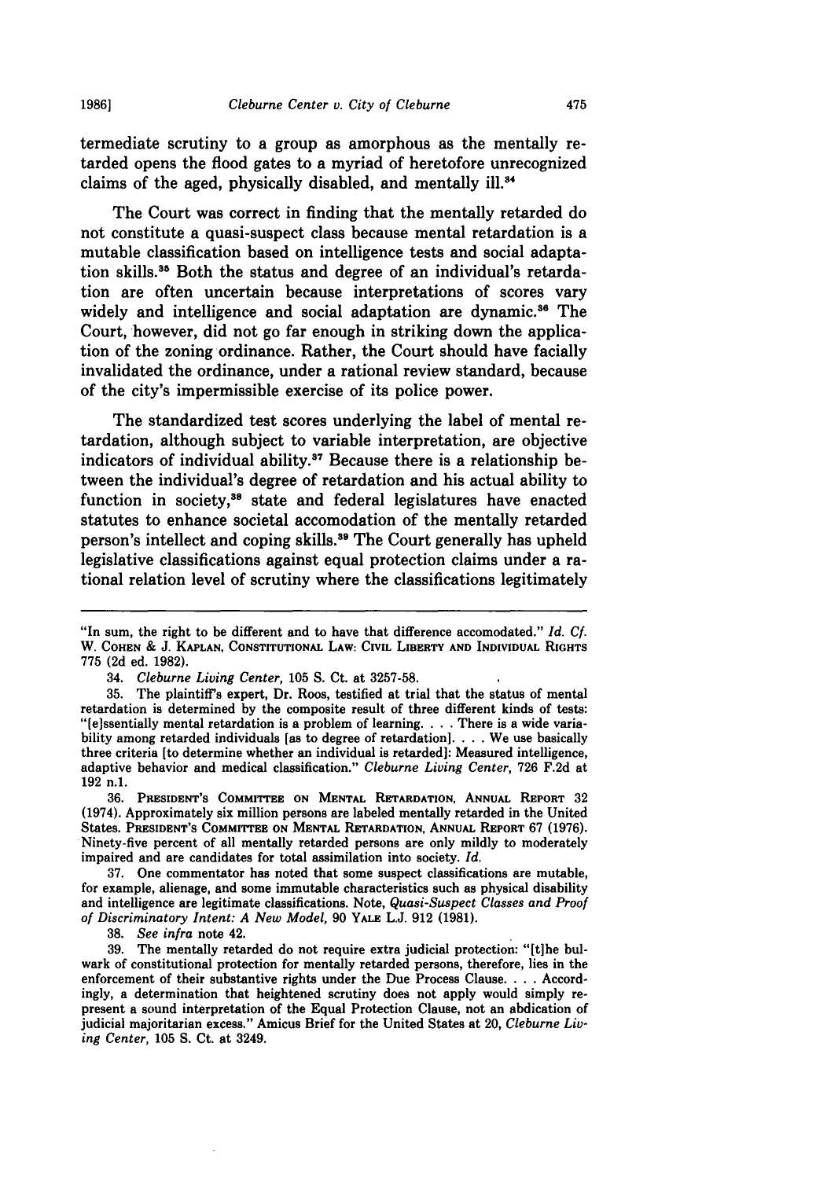termediate scrutiny to a group as amorphous as the mentally retarded opens the flood gates to a myriad of heretofore unrecognized claims of the aged, physically disabled, and mentally ill.[34]

The Court was correct in finding that the mentally retarded do not constitute a quasi-suspect class because mental retardation is a mutable classification based on intelligence tests and social adaptation skills.[35] Both the status and degree of an individual's retardation are often uncertain because interpretations of scores vary widely and intelligence and social adaptation are dynamic.[36] The Court, however, did not go far enough in striking down the application of the zoning ordinance. Rather, the Court should have facially invalidated the ordinance, under a rational review standard, because of the city's impermissible exercise of its police power.

The standardized test scores underlying the label of mental retardation, although subject to variable interpretation, are objective indicators of individual ability.[37] Because there is a relationship between the individual's degree of retardation and his actual ability to function in society,[38] state and federal legislatures have enacted statutes to enhance societal accomodation of the mentally retarded person's intellect and coping skills.[39] The Court generally has upheld legislative classifications against equal protection claims under a rational relation level of scrutiny where the classifications legitimately

---

"In sum, the right to be different and to have that difference accomodated." *Id. Cf.* W. COHEN & J. KAPLAN, CONSTITUTIONAL LAW: CIVIL LIBERTY AND INDIVIDUAL RIGHTS 775 (2d ed. 1982).

34. *Cleburne Living Center*, 105 S. Ct. at 3257-58.

35. The plaintiff's expert, Dr. Roos, testified at trial that the status of mental retardation is determined by the composite result of three different kinds of tests: "[e]ssentially mental retardation is a problem of learning. . . . There is a wide variability among retarded individuals [as to degree of retardation]. . . . We use basically three criteria [to determine whether an individual is retarded]: Measured intelligence, adaptive behavior and medical classification." *Cleburne Living Center*, 726 F.2d at 192 n.1.

36. PRESIDENT'S COMMITTEE ON MENTAL RETARDATION, ANNUAL REPORT 32 (1974). Approximately six million persons are labeled mentally retarded in the United States. PRESIDENT'S COMMITTEE ON MENTAL RETARDATION, ANNUAL REPORT 67 (1976). Ninety-five percent of all mentally retarded persons are only mildly to moderately impaired and are candidates for total assimilation into society. *Id.*

37. One commentator has noted that some suspect classifications are mutable, for example, alienage, and some immutable characteristics such as physical disability and intelligence are legitimate classifications. Note, *Quasi-Suspect Classes and Proof of Discriminatory Intent: A New Model*, 90 YALE L.J. 912 (1981).

38. *See infra* note 42.

39. The mentally retarded do not require extra judicial protection: "[t]he bulwark of constitutional protection for mentally retarded persons, therefore, lies in the enforcement of their substantive rights under the Due Process Clause. . . . Accordingly, a determination that heightened scrutiny does not apply would simply represent a sound interpretation of the Equal Protection Clause, not an abdication of judicial majoritarian excess." Amicus Brief for the United States at 20, *Cleburne Living Center*, 105 S. Ct. at 3249.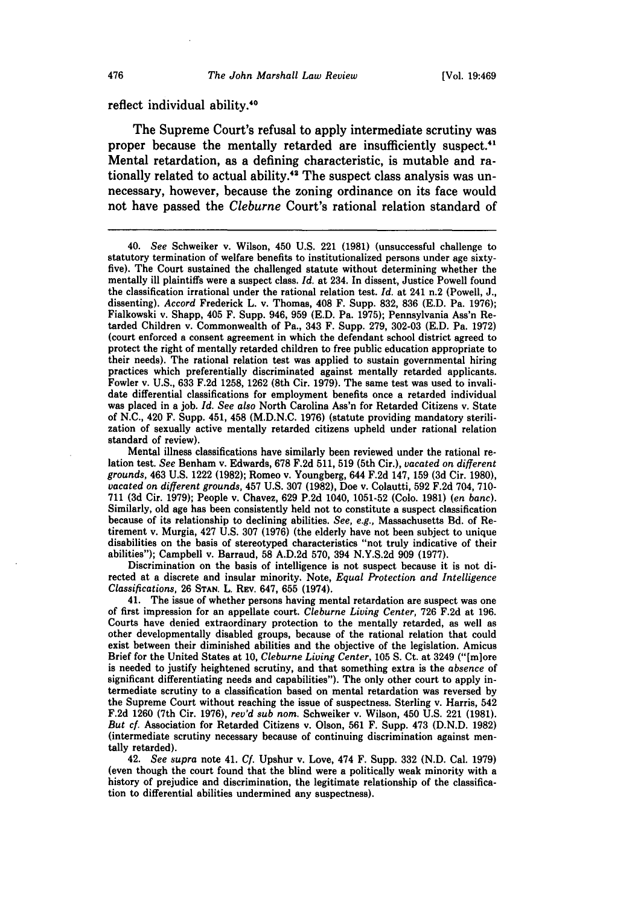reflect individual ability.[40]

The Supreme Court's refusal to apply intermediate scrutiny was proper because the mentally retarded are insufficiently suspect.[41] Mental retardation, as a defining characteristic, is mutable and rationally related to actual ability.[42] The suspect class analysis was unnecessary, however, because the zoning ordinance on its face would not have passed the *Cleburne* Court's rational relation standard of

---

40. *See* Schweiker v. Wilson, 450 U.S. 221 (1981) (unsuccessful challenge to statutory termination of welfare benefits to institutionalized persons under age sixty-five). The Court sustained the challenged statute without determining whether the mentally ill plaintiffs were a suspect class. *Id.* at 234. In dissent, Justice Powell found the classification irrational under the rational relation test. *Id.* at 241 n.2 (Powell, J., dissenting). *Accord* Frederick L. v. Thomas, 408 F. Supp. 832, 836 (E.D. Pa. 1976); Fialkowski v. Shapp, 405 F. Supp. 946, 959 (E.D. Pa. 1975); Pennsylvania Ass'n Retarded Children v. Commonwealth of Pa., 343 F. Supp. 279, 302-03 (E.D. Pa. 1972) (court enforced a consent agreement in which the defendant school district agreed to protect the right of mentally retarded children to free public education appropriate to their needs). The rational relation test was applied to sustain governmental hiring practices which preferentially discriminated against mentally retarded applicants. Fowler v. U.S., 633 F.2d 1258, 1262 (8th Cir. 1979). The same test was used to invalidate differential classifications for employment benefits once a retarded individual was placed in a job. *Id. See also* North Carolina Ass'n for Retarded Citizens v. State of N.C., 420 F. Supp. 451, 458 (M.D.N.C. 1976) (statute providing mandatory sterilization of sexually active mentally retarded citizens upheld under rational relation standard of review).

Mental illness classifications have similarly been reviewed under the rational relation test. *See* Benham v. Edwards, 678 F.2d 511, 519 (5th Cir.), *vacated on different grounds*, 463 U.S. 1222 (1982); Romeo v. Youngberg, 644 F.2d 147, 159 (3d Cir. 1980), *vacated on different grounds*, 457 U.S. 307 (1982), Doe v. Colautti, 592 F.2d 704, 710-711 (3d Cir. 1979); People v. Chavez, 629 P.2d 1040, 1051-52 (Colo. 1981) (*en banc*). Similarly, old age has been consistently held not to constitute a suspect classification because of its relationship to declining abilities. *See, e.g.*, Massachusetts Bd. of Retirement v. Murgia, 427 U.S. 307 (1976) (the elderly have not been subject to unique disabilities on the basis of stereotyped characteristics "not truly indicative of their abilities"); Campbell v. Barraud, 58 A.D.2d 570, 394 N.Y.S.2d 909 (1977).

Discrimination on the basis of intelligence is not suspect because it is not directed at a discrete and insular minority. Note, *Equal Protection and Intelligence Classifications*, 26 STAN. L. REV. 647, 655 (1974).

41. The issue of whether persons having mental retardation are suspect was one of first impression for an appellate court. *Cleburne Living Center*, 726 F.2d at 196. Courts have denied extraordinary protection to the mentally retarded, as well as other developmentally disabled groups, because of the rational relation that could exist between their diminished abilities and the objective of the legislation. Amicus Brief for the United States at 10, *Cleburne Living Center*, 105 S. Ct. at 3249 ("[m]ore is needed to justify heightened scrutiny, and that something extra is the *absence* of significant differentiating needs and capabilities"). The only other court to apply intermediate scrutiny to a classification based on mental retardation was reversed by the Supreme Court without reaching the issue of suspectness. Sterling v. Harris, 542 F.2d 1260 (7th Cir. 1976), *rev'd sub nom.* Schweiker v. Wilson, 450 U.S. 221 (1981). *But cf.* Association for Retarded Citizens v. Olson, 561 F. Supp. 473 (D.N.D. 1982) (intermediate scrutiny necessary because of continuing discrimination against mentally retarded).

42. *See supra* note 41. *Cf.* Upshur v. Love, 474 F. Supp. 332 (N.D. Cal. 1979) (even though the court found that the blind were a politically weak minority with a history of prejudice and discrimination, the legitimate relationship of the classification to differential abilities undermined any suspectness).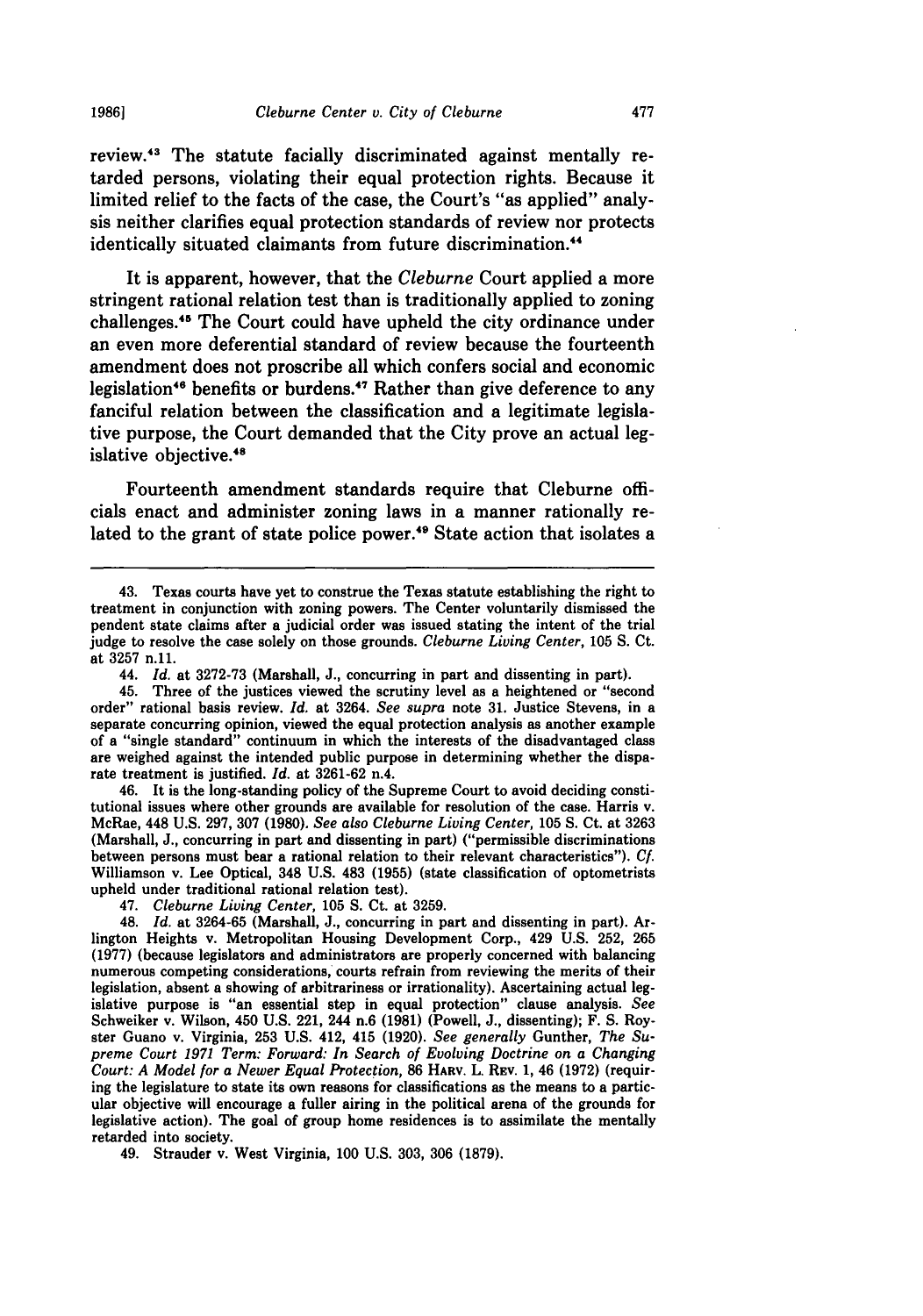review.[43] The statute facially discriminated against mentally retarded persons, violating their equal protection rights. Because it limited relief to the facts of the case, the Court's "as applied" analysis neither clarifies equal protection standards of review nor protects identically situated claimants from future discrimination.[44]

It is apparent, however, that the *Cleburne* Court applied a more stringent rational relation test than is traditionally applied to zoning challenges.[45] The Court could have upheld the city ordinance under an even more deferential standard of review because the fourteenth amendment does not proscribe all which confers social and economic legislation[46] benefits or burdens.[47] Rather than give deference to any fanciful relation between the classification and a legitimate legislative purpose, the Court demanded that the City prove an actual legislative objective.[48]

Fourteenth amendment standards require that Cleburne officials enact and administer zoning laws in a manner rationally related to the grant of state police power.[49] State action that isolates a

---

43. Texas courts have yet to construe the Texas statute establishing the right to treatment in conjunction with zoning powers. The Center voluntarily dismissed the pendent state claims after a judicial order was issued stating the intent of the trial judge to resolve the case solely on those grounds. *Cleburne Living Center*, 105 S. Ct. at 3257 n.11.

44. *Id.* at 3272-73 (Marshall, J., concurring in part and dissenting in part).

45. Three of the justices viewed the scrutiny level as a heightened or "second order" rational basis review. *Id.* at 3264. *See supra* note 31. Justice Stevens, in a separate concurring opinion, viewed the equal protection analysis as another example of a "single standard" continuum in which the interests of the disadvantaged class are weighed against the intended public purpose in determining whether the disparate treatment is justified. *Id.* at 3261-62 n.4.

46. It is the long-standing policy of the Supreme Court to avoid deciding constitutional issues where other grounds are available for resolution of the case. Harris v. McRae, 448 U.S. 297, 307 (1980). *See also Cleburne Living Center*, 105 S. Ct. at 3263 (Marshall, J., concurring in part and dissenting in part) ("permissible discriminations between persons must bear a rational relation to their relevant characteristics"). *Cf.* Williamson v. Lee Optical, 348 U.S. 483 (1955) (state classification of optometrists upheld under traditional rational relation test).

47. *Cleburne Living Center*, 105 S. Ct. at 3259.

48. *Id.* at 3264-65 (Marshall, J., concurring in part and dissenting in part). Arlington Heights v. Metropolitan Housing Development Corp., 429 U.S. 252, 265 (1977) (because legislators and administrators are properly concerned with balancing numerous competing considerations, courts refrain from reviewing the merits of their legislation, absent a showing of arbitrariness or irrationality). Ascertaining actual legislative purpose is "an essential step in equal protection" clause analysis. *See* Schweiker v. Wilson, 450 U.S. 221, 244 n.6 (1981) (Powell, J., dissenting); F. S. Royster Guano v. Virginia, 253 U.S. 412, 415 (1920). *See generally* Gunther, *The Supreme Court 1971 Term: Forward: In Search of Evolving Doctrine on a Changing Court: A Model for a Newer Equal Protection*, 86 HARV. L. REV. 1, 46 (1972) (requiring the legislature to state its own reasons for classifications as the means to a particular objective will encourage a fuller airing in the political arena of the grounds for legislative action). The goal of group home residences is to assimilate the mentally retarded into society.

49. Strauder v. West Virginia, 100 U.S. 303, 306 (1879).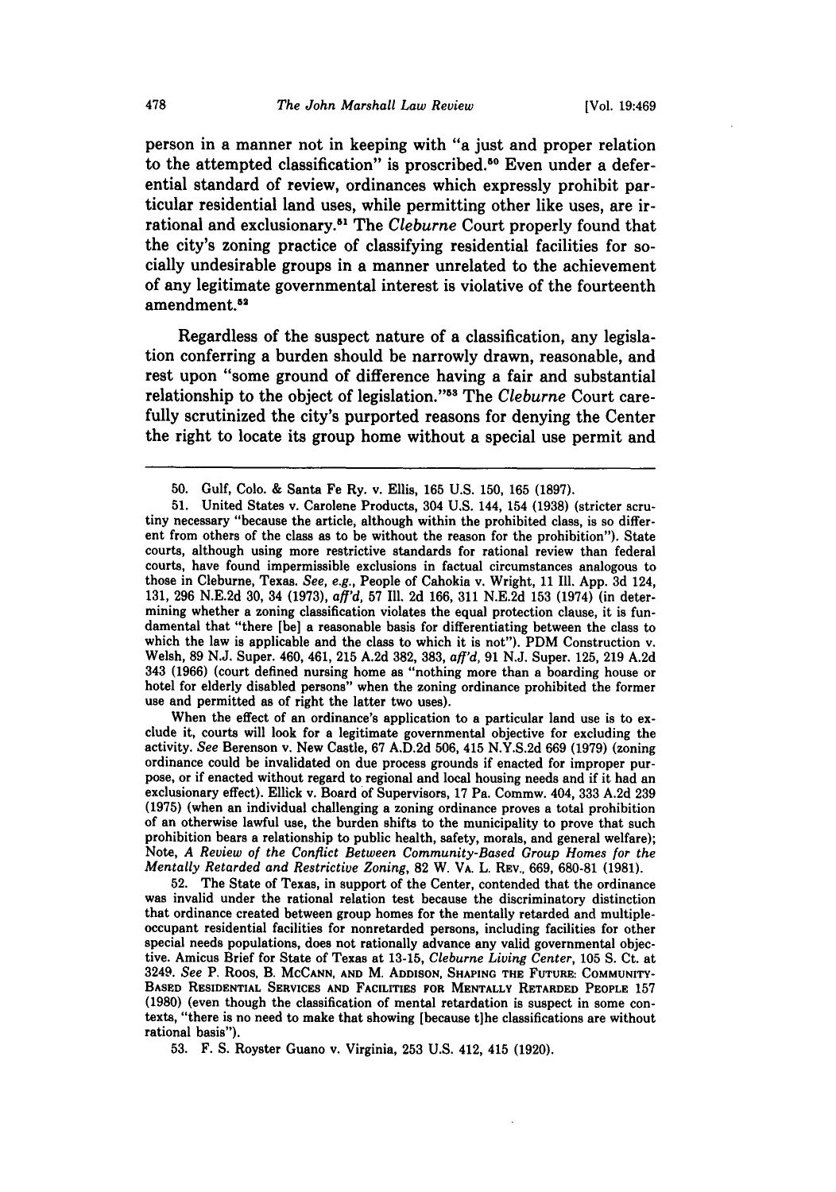person in a manner not in keeping with "a just and proper relation to the attempted classification" is proscribed.[50] Even under a deferential standard of review, ordinances which expressly prohibit particular residential land uses, while permitting other like uses, are irrational and exclusionary.[51] The *Cleburne* Court properly found that the city's zoning practice of classifying residential facilities for socially undesirable groups in a manner unrelated to the achievement of any legitimate governmental interest is violative of the fourteenth amendment.[52]

Regardless of the suspect nature of a classification, any legislation conferring a burden should be narrowly drawn, reasonable, and rest upon "some ground of difference having a fair and substantial relationship to the object of legislation."[53] The *Cleburne* Court carefully scrutinized the city's purported reasons for denying the Center the right to locate its group home without a special use permit and

---

50. Gulf, Colo. & Santa Fe Ry. v. Ellis, 165 U.S. 150, 165 (1897).

51. United States v. Carolene Products, 304 U.S. 144, 154 (1938) (stricter scrutiny necessary "because the article, although within the prohibited class, is so different from others of the class as to be without the reason for the prohibition"). State courts, although using more restrictive standards for rational review than federal courts, have found impermissible exclusions in factual circumstances analogous to those in Cleburne, Texas. *See, e.g.*, People of Cahokia v. Wright, 11 Ill. App. 3d 124, 131, 296 N.E.2d 30, 34 (1973), *aff'd*, 57 Ill. 2d 166, 311 N.E.2d 153 (1974) (in determining whether a zoning classification violates the equal protection clause, it is fundamental that "there [be] a reasonable basis for differentiating between the class to which the law is applicable and the class to which it is not"). PDM Construction v. Welsh, 89 N.J. Super. 460, 461, 215 A.2d 382, 383, *aff'd*, 91 N.J. Super. 125, 219 A.2d 343 (1966) (court defined nursing home as "nothing more than a boarding house or hotel for elderly disabled persons" when the zoning ordinance prohibited the former use and permitted as of right the latter two uses).

When the effect of an ordinance's application to a particular land use is to exclude it, courts will look for a legitimate governmental objective for excluding the activity. *See* Berenson v. New Castle, 67 A.D.2d 506, 415 N.Y.S.2d 669 (1979) (zoning ordinance could be invalidated on due process grounds if enacted for improper purpose, or if enacted without regard to regional and local housing needs and if it had an exclusionary effect). Ellick v. Board of Supervisors, 17 Pa. Commw. 404, 333 A.2d 239 (1975) (when an individual challenging a zoning ordinance proves a total prohibition of an otherwise lawful use, the burden shifts to the municipality to prove that such prohibition bears a relationship to public health, safety, morals, and general welfare); Note, *A Review of the Conflict Between Community-Based Group Homes for the Mentally Retarded and Restrictive Zoning*, 82 W. VA. L. REV., 669, 680-81 (1981).

52. The State of Texas, in support of the Center, contended that the ordinance was invalid under the rational relation test because the discriminatory distinction that ordinance created between group homes for the mentally retarded and multiple-occupant residential facilities for nonretarded persons, including facilities for other special needs populations, does not rationally advance any valid governmental objective. Amicus Brief for State of Texas at 13-15, *Cleburne Living Center*, 105 S. Ct. at 3249. *See* P. ROOS, B. MCCANN, AND M. ADDISON, SHAPING THE FUTURE: COMMUNITY-BASED RESIDENTIAL SERVICES AND FACILITIES FOR MENTALLY RETARDED PEOPLE 157 (1980) (even though the classification of mental retardation is suspect in some contexts, "there is no need to make that showing [because t]he classifications are without rational basis").

53. F. S. Royster Guano v. Virginia, 253 U.S. 412, 415 (1920).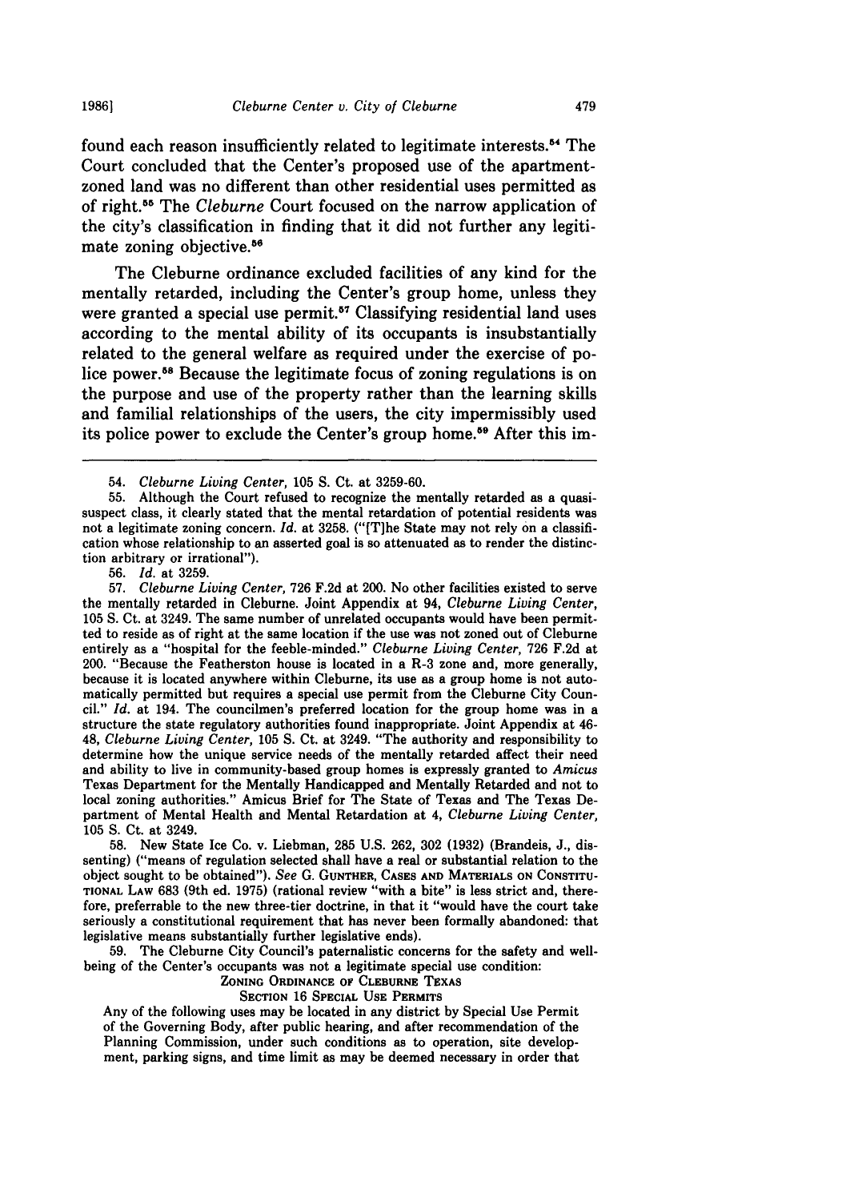found each reason insufficiently related to legitimate interests.[54] The Court concluded that the Center's proposed use of the apartment-zoned land was no different than other residential uses permitted as of right.[55] The *Cleburne* Court focused on the narrow application of the city's classification in finding that it did not further any legitimate zoning objective.[56]

The Cleburne ordinance excluded facilities of any kind for the mentally retarded, including the Center's group home, unless they were granted a special use permit.[57] Classifying residential land uses according to the mental ability of its occupants is insubstantially related to the general welfare as required under the exercise of police power.[58] Because the legitimate focus of zoning regulations is on the purpose and use of the property rather than the learning skills and familial relationships of the users, the city impermissibly used its police power to exclude the Center's group home.[59] After this im-

---

54. *Cleburne Living Center*, 105 S. Ct. at 3259-60.

55. Although the Court refused to recognize the mentally retarded as a quasi-suspect class, it clearly stated that the mental retardation of potential residents was not a legitimate zoning concern. *Id.* at 3258. ("[T]he State may not rely on a classification whose relationship to an asserted goal is so attenuated as to render the distinction arbitrary or irrational").

56. *Id.* at 3259.

57. *Cleburne Living Center*, 726 F.2d at 200. No other facilities existed to serve the mentally retarded in Cleburne. Joint Appendix at 94, *Cleburne Living Center*, 105 S. Ct. at 3249. The same number of unrelated occupants would have been permitted to reside as of right at the same location if the use was not zoned out of Cleburne entirely as a "hospital for the feeble-minded." *Cleburne Living Center*, 726 F.2d at 200. "Because the Featherston house is located in a R-3 zone and, more generally, because it is located anywhere within Cleburne, its use as a group home is not automatically permitted but requires a special use permit from the Cleburne City Council." *Id.* at 194. The councilmen's preferred location for the group home was in a structure the state regulatory authorities found inappropriate. Joint Appendix at 46-48, *Cleburne Living Center*, 105 S. Ct. at 3249. "The authority and responsibility to determine how the unique service needs of the mentally retarded affect their need and ability to live in community-based group homes is expressly granted to *Amicus* Texas Department for the Mentally Handicapped and Mentally Retarded and not to local zoning authorities." Amicus Brief for The State of Texas and The Texas Department of Mental Health and Mental Retardation at 4, *Cleburne Living Center*, 105 S. Ct. at 3249.

58. New State Ice Co. v. Liebman, 285 U.S. 262, 302 (1932) (Brandeis, J., dissenting) ("means of regulation selected shall have a real or substantial relation to the object sought to be obtained"). *See* G. GUNTHER, CASES AND MATERIALS ON CONSTITUTIONAL LAW 683 (9th ed. 1975) (rational review "with a bite" is less strict and, therefore, preferrable to the new three-tier doctrine, in that it "would have the court take seriously a constitutional requirement that has never been formally abandoned: that legislative means substantially further legislative ends).

59. The Cleburne City Council's paternalistic concerns for the safety and well-being of the Center's occupants was not a legitimate special use condition:

ZONING ORDINANCE OF CLEBURNE TEXAS

SECTION 16 SPECIAL USE PERMITS

Any of the following uses may be located in any district by Special Use Permit of the Governing Body, after public hearing, and after recommendation of the Planning Commission, under such conditions as to operation, site development, parking signs, and time limit as may be deemed necessary in order that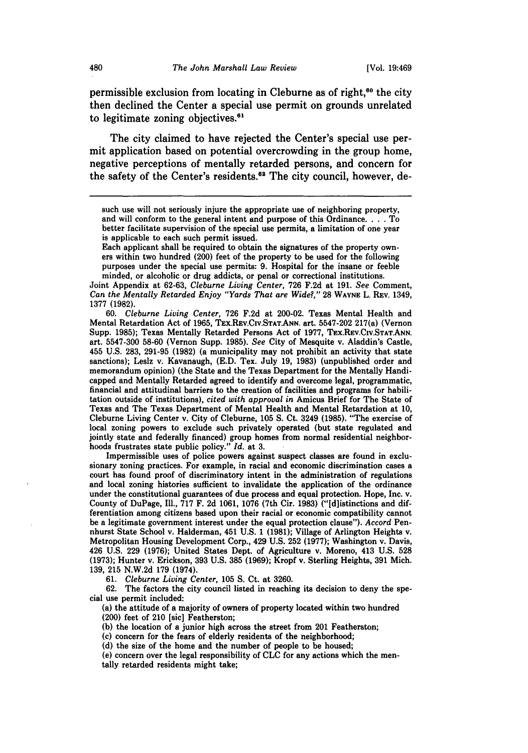permissible exclusion from locating in Cleburne as of right,[60] the city then declined the Center a special use permit on grounds unrelated to legitimate zoning objectives.[61]

The city claimed to have rejected the Center's special use permit application based on potential overcrowding in the group home, negative perceptions of mentally retarded persons, and concern for the safety of the Center's residents.[62] The city council, however, de-

---

such use will not seriously injure the appropriate use of neighboring property, and will conform to the general intent and purpose of this Ordinance. . . . To better facilitate supervision of the special use permits, a limitation of one year is applicable to each such permit issued.

Each applicant shall be required to obtain the signatures of the property owners within two hundred (200) feet of the property to be used for the following purposes under the special use permits: 9. Hospital for the insane or feeble minded, or alcoholic or drug addicts, or penal or correctional institutions.

Joint Appendix at 62-63, *Cleburne Living Center*, 726 F.2d at 191. *See* Comment, *Can the Mentally Retarded Enjoy "Yards That are Wide?,"* 28 WAYNE L. REV. 1349, 1377 (1982).

60. *Cleburne Living Center*, 726 F.2d at 200-02. Texas Mental Health and Mental Retardation Act of 1965, TEX.REV.CIV.STAT.ANN. art. 5547-202 217(a) (Vernon Supp. 1985); Texas Mentally Retarded Persons Act of 1977, TEX.REV.CIV.STAT.ANN. art. 5547-300 58-60 (Vernon Supp. 1985). *See* City of Mesquite v. Aladdin's Castle, 455 U.S. 283, 291-95 (1982) (a municipality may not prohibit an activity that state sanctions); Leslz v. Kavanaugh, (E.D. Tex. July 19, 1983) (unpublished order and memorandum opinion) (the State and the Texas Department for the Mentally Handicapped and Mentally Retarded agreed to identify and overcome legal, programmatic, financial and attitudinal barriers to the creation of facilities and programs for habilitation outside of institutions), *cited with approval in* Amicus Brief for The State of Texas and The Texas Department of Mental Health and Mental Retardation at 10, Cleburne Living Center v. City of Cleburne, 105 S. Ct. 3249 (1985). "The exercise of local zoning powers to exclude such privately operated (but state regulated and jointly state and federally financed) group homes from normal residential neighborhoods frustrates state public policy." *Id.* at 3.

Impermissible uses of police powers against suspect classes are found in exclusionary zoning practices. For example, in racial and economic discrimination cases a court has found proof of discriminatory intent in the administration of regulations and local zoning histories sufficient to invalidate the application of the ordinance under the constitutional guarantees of due process and equal protection. Hope, Inc. v. County of DuPage, Ill., 717 F. 2d 1061, 1076 (7th Cir. 1983) ("[d]istinctions and differentiation among citizens based upon their racial or economic compatibility cannot be a legitimate government interest under the equal protection clause"). *Accord* Pennhurst State School v. Halderman, 451 U.S. 1 (1981); Village of Arlington Heights v. Metropolitan Housing Development Corp., 429 U.S. 252 (1977); Washington v. Davis, 426 U.S. 229 (1976); United States Dept. of Agriculture v. Moreno, 413 U.S. 528 (1973); Hunter v. Erickson, 393 U.S. 385 (1969); Kropf v. Sterling Heights, 391 Mich. 139, 215 N.W.2d 179 (1974).

61. *Cleburne Living Center*, 105 S. Ct. at 3260.

62. The factors the city council listed in reaching its decision to deny the special use permit included:

(a) the attitude of a majority of owners of property located within two hundred (200) feet of 210 [sic] Featherston;

(b) the location of a junior high across the street from 201 Featherston;

(c) concern for the fears of elderly residents of the neighborhood;

(d) the size of the home and the number of people to be housed;

(e) concern over the legal responsibility of CLC for any actions which the mentally retarded residents might take;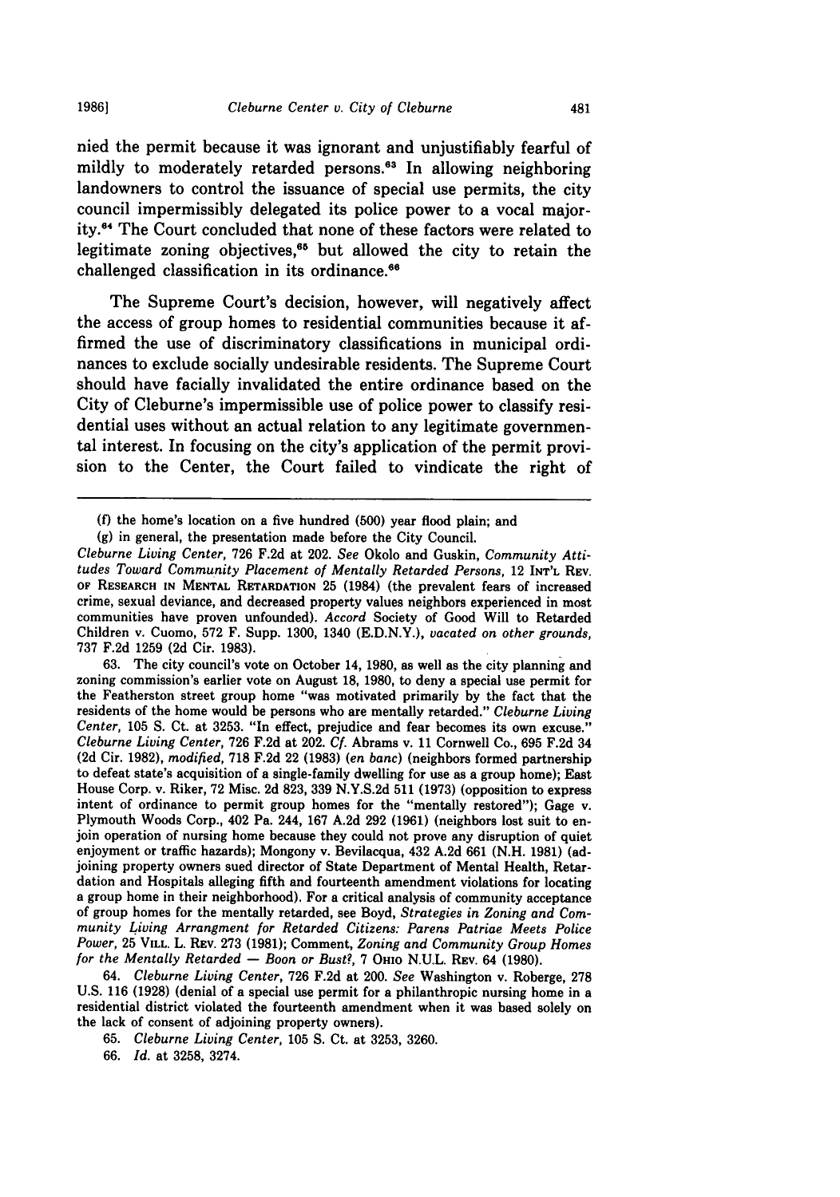nied the permit because it was ignorant and unjustifiably fearful of mildly to moderately retarded persons.[63] In allowing neighboring landowners to control the issuance of special use permits, the city council impermissibly delegated its police power to a vocal majority.[64] The Court concluded that none of these factors were related to legitimate zoning objectives,[65] but allowed the city to retain the challenged classification in its ordinance.[66]

The Supreme Court's decision, however, will negatively affect the access of group homes to residential communities because it affirmed the use of discriminatory classifications in municipal ordinances to exclude socially undesirable residents. The Supreme Court should have facially invalidated the entire ordinance based on the City of Cleburne's impermissible use of police power to classify residential uses without an actual relation to any legitimate governmental interest. In focusing on the city's application of the permit provision to the Center, the Court failed to vindicate the right of

---

(f) the home's location on a five hundred (500) year flood plain; and

(g) in general, the presentation made before the City Council.

*Cleburne Living Center*, 726 F.2d at 202. *See* Okolo and Guskin, *Community Attitudes Toward Community Placement of Mentally Retarded Persons*, 12 INT'L REV. OF RESEARCH IN MENTAL RETARDATION 25 (1984) (the prevalent fears of increased crime, sexual deviance, and decreased property values neighbors experienced in most communities have proven unfounded). *Accord* Society of Good Will to Retarded Children v. Cuomo, 572 F. Supp. 1300, 1340 (E.D.N.Y.), *vacated on other grounds*, 737 F.2d 1259 (2d Cir. 1983).

63. The city council's vote on October 14, 1980, as well as the city planning and zoning commission's earlier vote on August 18, 1980, to deny a special use permit for the Featherston street group home "was motivated primarily by the fact that the residents of the home would be persons who are mentally retarded." *Cleburne Living Center*, 105 S. Ct. at 3253. "In effect, prejudice and fear becomes its own excuse." *Cleburne Living Center*, 726 F.2d at 202. *Cf.* Abrams v. 11 Cornwell Co., 695 F.2d 34 (2d Cir. 1982), *modified*, 718 F.2d 22 (1983) (*en banc*) (neighbors formed partnership to defeat state's acquisition of a single-family dwelling for use as a group home); East House Corp. v. Riker, 72 Misc. 2d 823, 339 N.Y.S.2d 511 (1973) (opposition to express intent of ordinance to permit group homes for the "mentally restored"); Gage v. Plymouth Woods Corp., 402 Pa. 244, 167 A.2d 292 (1961) (neighbors lost suit to enjoin operation of nursing home because they could not prove any disruption of quiet enjoyment or traffic hazards); Mongony v. Bevilacqua, 432 A.2d 661 (N.H. 1981) (adjoining property owners sued director of State Department of Mental Health, Retardation and Hospitals alleging fifth and fourteenth amendment violations for locating a group home in their neighborhood). For a critical analysis of community acceptance of group homes for the mentally retarded, see Boyd, *Strategies in Zoning and Community Living Arrangment for Retarded Citizens: Parens Patriae Meets Police Power*, 25 VILL. L. REV. 273 (1981); Comment, *Zoning and Community Group Homes for the Mentally Retarded — Boon or Bust?*, 7 OHIO N.U.L. REV. 64 (1980).

64. *Cleburne Living Center*, 726 F.2d at 200. *See* Washington v. Roberge, 278 U.S. 116 (1928) (denial of a special use permit for a philanthropic nursing home in a residential district violated the fourteenth amendment when it was based solely on the lack of consent of adjoining property owners).

65. *Cleburne Living Center*, 105 S. Ct. at 3253, 3260.

66. *Id.* at 3258, 3274.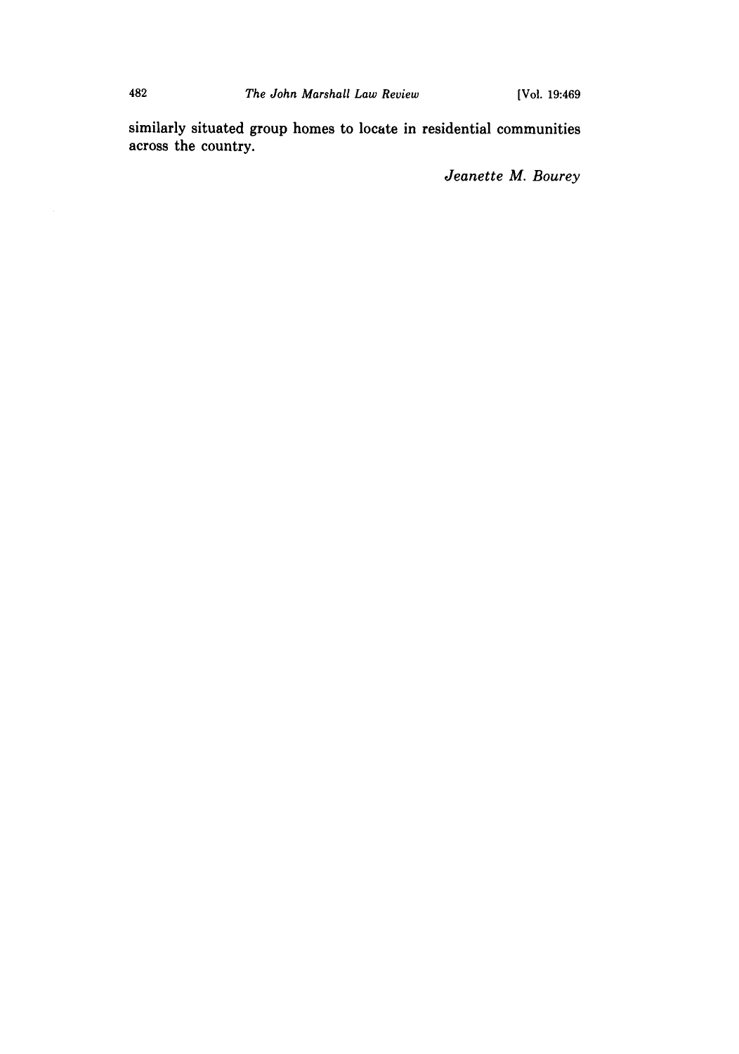similarly situated group homes to locate in residential communities across the country.

*Jeanette M. Bourey*